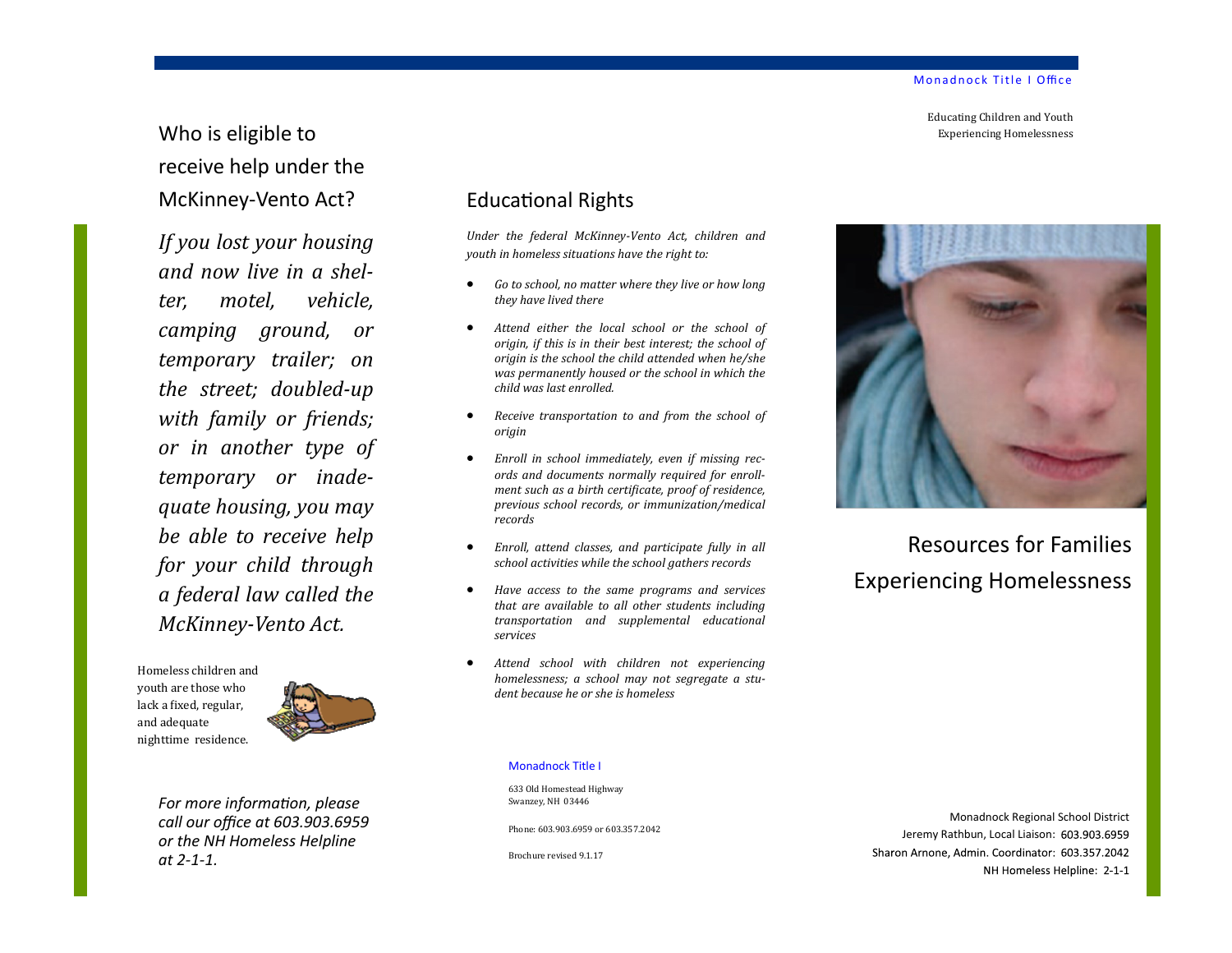## Who is eligible to receive help under the McKinney-Vento Act?

*If you lost your housing and now live in a shelter, motel, vehicle, camping ground, or temporary trailer; on the street; doubled-up with family or friends; or in another type of temporary or inadequate housing, you may be able to receive help for your child through a federal law called the McKinney-Vento Act.*

Homeless children and youth are those who lack a fixed, regular, and adequate nighttime residence.

*For more information, please call our office at 603.903.6959 or the NH Homeless Helpline at 2-1-1.*

## Educational Rights

*Under the federal McKinney-Vento Act, children and youth in homeless situations have the right to:*

- *Go to school, no matter where they live or how long they have lived there*
- *Attend either the local school or the school of origin, if this is in their best interest; the school of origin is the school the child attended when he/she was permanently housed or the school in which the child was last enrolled.*
- *Receive transportation to and from the school of origin*
- *Enroll in school immediately, even if missing records and documents normally required for enrollment such as a birth certificate, proof of residence, previous school records, or immunization/medical records*
- *Enroll, attend classes, and participate fully in all school activities while the school gathers records*
- *Have access to the same programs and services that are available to all other students including transportation and supplemental educational services*
- *Attend school with children not experiencing homelessness; a school may not segregate a student because he or she is homeless*

Monadnock Title I

633 Old Homestead Highway
Swanzey, NH 03446

Phone: 603.903.6959 or 603.357.2042

Brochure revised 9.1.17

Monadnock Title I Office

Educating Children and Youth Experiencing Homelessness

# Resources for Families Experiencing Homelessness

Monadnock Regional School District
Jeremy Rathbun, Local Liaison: 603.903.6959
Sharon Arnone, Admin. Coordinator: 603.357.2042
NH Homeless Helpline: 2-1-1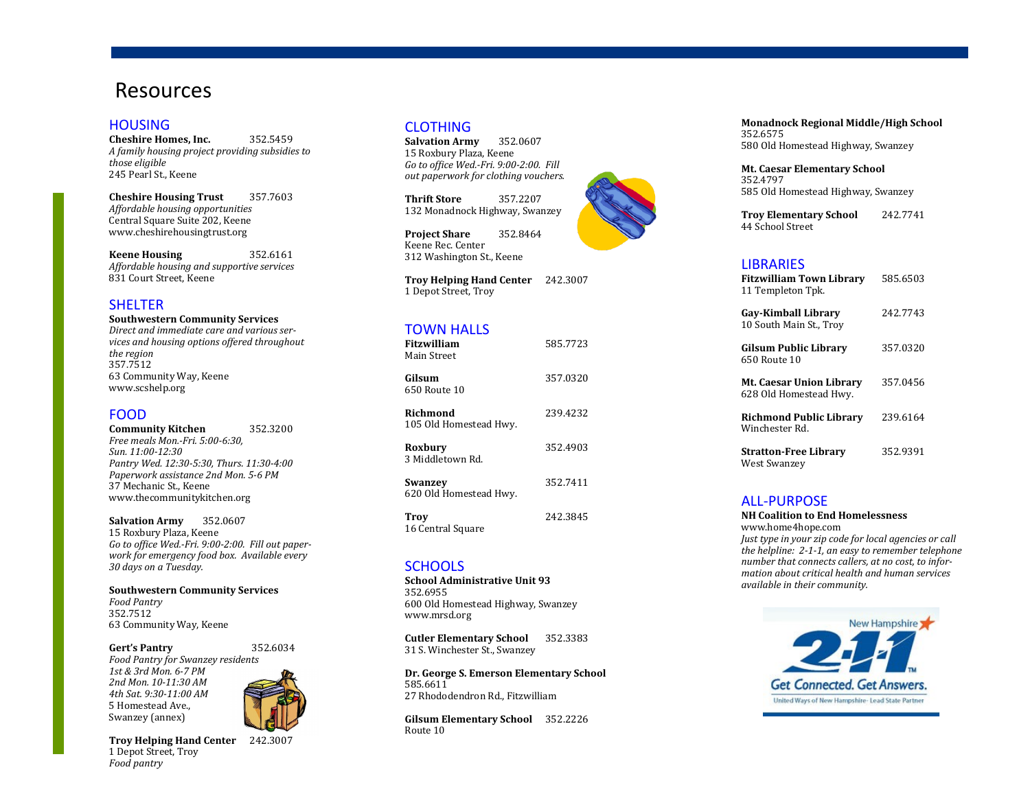# Resources

## HOUSING

**Cheshire Homes, Inc.** 352.5459
*A family housing project providing subsidies to those eligible*
245 Pearl St., Keene

**Cheshire Housing Trust** 357.7603
*Affordable housing opportunities*
Central Square Suite 202, Keene
www.cheshirehousingtrust.org

**Keene Housing** 352.6161
*Affordable housing and supportive services*
831 Court Street, Keene

## SHELTER

**Southwestern Community Services**
*Direct and immediate care and various services and housing options offered throughout the region*
357.7512
63 Community Way, Keene
www.scshelp.org

## FOOD

**Community Kitchen** 352.3200
*Free meals Mon.-Fri. 5:00-6:30, Sun. 11:00-12:30*
*Pantry Wed. 12:30-5:30, Thurs. 11:30-4:00*
*Paperwork assistance 2nd Mon. 5-6 PM*
37 Mechanic St., Keene
www.thecommunitykitchen.org

**Salvation Army** 352.0607
15 Roxbury Plaza, Keene
*Go to office Wed.-Fri. 9:00-2:00. Fill out paperwork for emergency food box. Available every 30 days on a Tuesday.*

**Southwestern Community Services**
*Food Pantry*
352.7512
63 Community Way, Keene

**Gert's Pantry** 352.6034
*Food Pantry for Swanzey residents*
*1st & 3rd Mon. 6-7 PM*
*2nd Mon. 10-11:30 AM*
*4th Sat. 9:30-11:00 AM*
5 Homestead Ave.,
Swanzey (annex)

**Troy Helping Hand Center** 242.3007
1 Depot Street, Troy
*Food pantry*

## CLOTHING

**Salvation Army** 352.0607
15 Roxbury Plaza, Keene
*Go to office Wed.-Fri. 9:00-2:00. Fill out paperwork for clothing vouchers.*

**Thrift Store** 357.2207
132 Monadnock Highway, Swanzey

**Project Share** 352.8464
Keene Rec. Center
312 Washington St., Keene

**Troy Helping Hand Center** 242.3007
1 Depot Street, Troy

## TOWN HALLS

**Fitzwilliam** 585.7723
Main Street

**Gilsum** 357.0320
650 Route 10

**Richmond** 239.4232
105 Old Homestead Hwy.

**Roxbury** 352.4903
3 Middletown Rd.

**Swanzey** 352.7411
620 Old Homestead Hwy.

**Troy** 242.3845
16 Central Square

## SCHOOLS

**School Administrative Unit 93**
352.6955
600 Old Homestead Highway, Swanzey
www.mrsd.org

**Cutler Elementary School** 352.3383
31 S. Winchester St., Swanzey

**Dr. George S. Emerson Elementary School**
585.6611
27 Rhododendron Rd., Fitzwilliam

**Gilsum Elementary School** 352.2226
Route 10

**Monadnock Regional Middle/High School**
352.6575
580 Old Homestead Highway, Swanzey

**Mt. Caesar Elementary School**
352.4797
585 Old Homestead Highway, Swanzey

**Troy Elementary School** 242.7741
44 School Street

## LIBRARIES

**Fitzwilliam Town Library** 585.6503
11 Templeton Tpk.

**Gay-Kimball Library** 242.7743
10 South Main St., Troy

**Gilsum Public Library** 357.0320
650 Route 10

**Mt. Caesar Union Library** 357.0456
628 Old Homestead Hwy.

**Richmond Public Library** 239.6164
Winchester Rd.

**Stratton-Free Library** 352.9391
West Swanzey

## ALL-PURPOSE

**NH Coalition to End Homelessness**
www.home4hope.com
*Just type in your zip code for local agencies or call the helpline: 2-1-1, an easy to remember telephone number that connects callers, at no cost, to information about critical health and human services available in their community.*

New Hampshire 2-1-1
Get Connected. Get Answers.
United Ways of New Hampshire - Lead State Partner